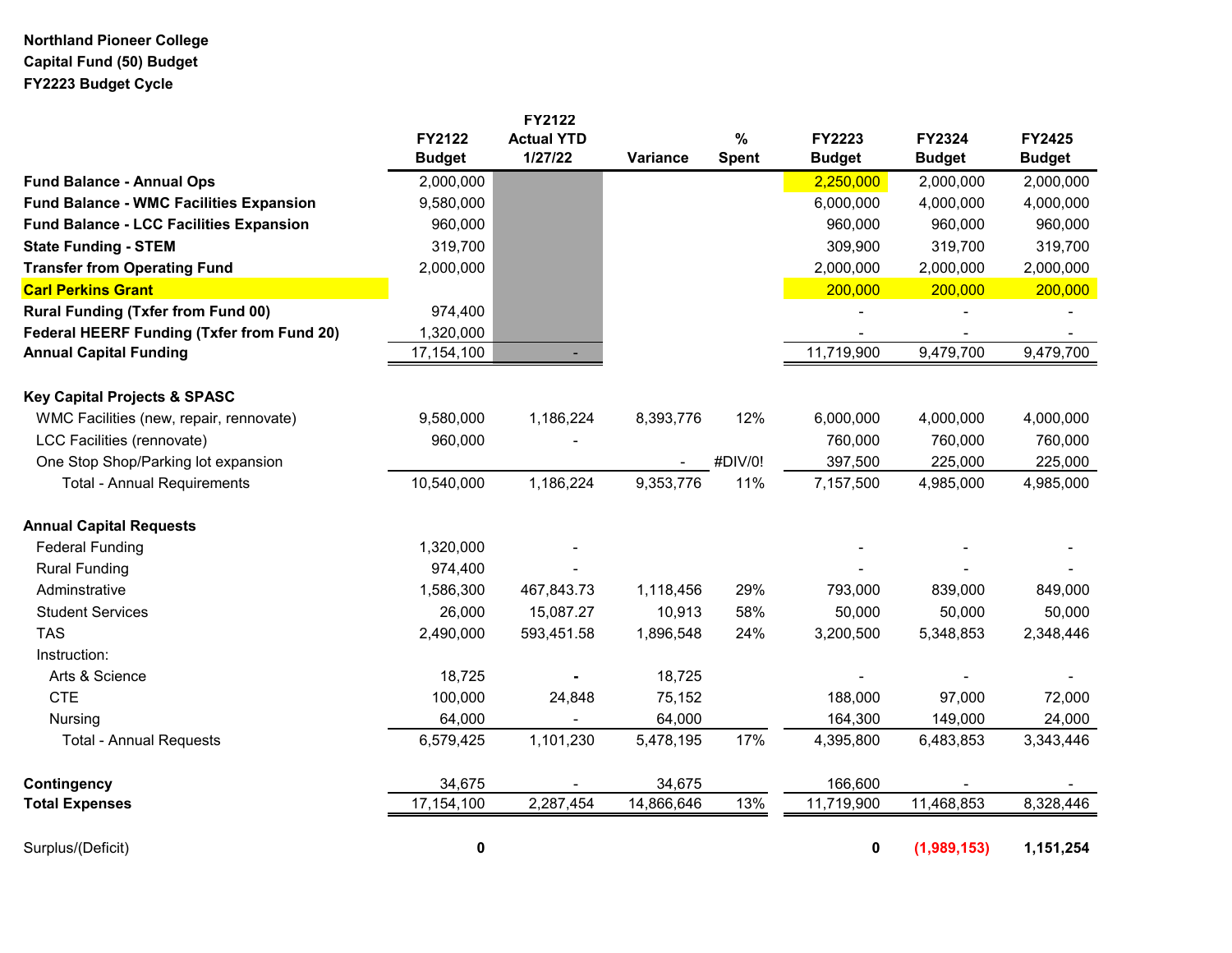**Northland Pioneer College**
**Capital Fund (50) Budget**
**FY2223 Budget Cycle**

| | FY2122 Budget | FY2122 Actual YTD 1/27/22 | Variance | % Spent | FY2223 Budget | FY2324 Budget | FY2425 Budget |
|---|---|---|---|---|---|---|---|
| **Fund Balance - Annual Ops** | 2,000,000 | | | | 2,250,000 | 2,000,000 | 2,000,000 |
| **Fund Balance - WMC Facilities Expansion** | 9,580,000 | | | | 6,000,000 | 4,000,000 | 4,000,000 |
| **Fund Balance - LCC Facilities Expansion** | 960,000 | | | | 960,000 | 960,000 | 960,000 |
| **State Funding - STEM** | 319,700 | | | | 309,900 | 319,700 | 319,700 |
| **Transfer from Operating Fund** | 2,000,000 | | | | 2,000,000 | 2,000,000 | 2,000,000 |
| **Carl Perkins Grant** | | | | | 200,000 | 200,000 | 200,000 |
| **Rural Funding (Txfer from Fund 00)** | 974,400 | | | | - | - | - |
| **Federal HEERF Funding (Txfer from Fund 20)** | 1,320,000 | | | | - | - | - |
| **Annual Capital Funding** | 17,154,100 | - | | | 11,719,900 | 9,479,700 | 9,479,700 |
| | | | | | | | |
| **Key Capital Projects & SPASC** | | | | | | | |
| WMC Facilities (new, repair, rennovate) | 9,580,000 | 1,186,224 | 8,393,776 | 12% | 6,000,000 | 4,000,000 | 4,000,000 |
| LCC Facilities (rennovate) | 960,000 | - | | | 760,000 | 760,000 | 760,000 |
| One Stop Shop/Parking lot expansion | | | - | #DIV/0! | 397,500 | 225,000 | 225,000 |
| Total - Annual Requirements | 10,540,000 | 1,186,224 | 9,353,776 | 11% | 7,157,500 | 4,985,000 | 4,985,000 |
| | | | | | | | |
| **Annual Capital Requests** | | | | | | | |
| Federal Funding | 1,320,000 | - | | | - | - | - |
| Rural Funding | 974,400 | - | | | - | - | - |
| Adminstrative | 1,586,300 | 467,843.73 | 1,118,456 | 29% | 793,000 | 839,000 | 849,000 |
| Student Services | 26,000 | 15,087.27 | 10,913 | 58% | 50,000 | 50,000 | 50,000 |
| TAS | 2,490,000 | 593,451.58 | 1,896,548 | 24% | 3,200,500 | 5,348,853 | 2,348,446 |
| Instruction: | | | | | | | |
| Arts & Science | 18,725 | - | 18,725 | | - | - | - |
| CTE | 100,000 | 24,848 | 75,152 | | 188,000 | 97,000 | 72,000 |
| Nursing | 64,000 | - | 64,000 | | 164,300 | 149,000 | 24,000 |
| Total - Annual Requests | 6,579,425 | 1,101,230 | 5,478,195 | 17% | 4,395,800 | 6,483,853 | 3,343,446 |
| | | | | | | | |
| **Contingency** | 34,675 | - | 34,675 | | 166,600 | - | - |
| **Total Expenses** | 17,154,100 | 2,287,454 | 14,866,646 | 13% | 11,719,900 | 11,468,853 | 8,328,446 |
| | | | | | | | |
| Surplus/(Deficit) | **0** | | | | **0** | **(1,989,153)** | **1,151,254** |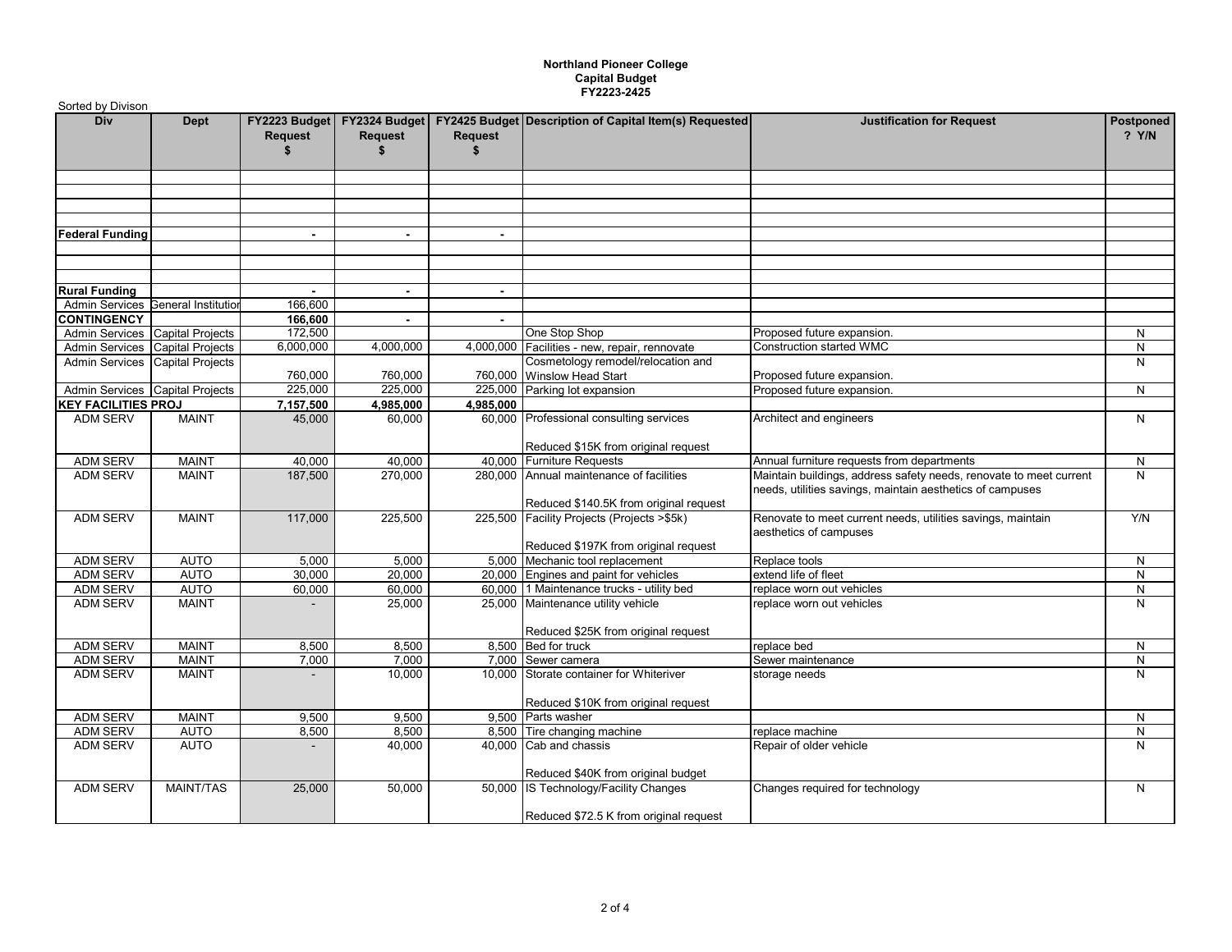**Northland Pioneer College**
**Capital Budget**
**FY2223-2425**

Sorted by Divison

| Div | Dept | FY2223 Budget Request $ | FY2324 Budget Request $ | FY2425 Budget Request $ | Description of Capital Item(s) Requested | Justification for Request | Postponed ? Y/N |
|---|---|---|---|---|---|---|---|
| | | | | | | | |
| | | | | | | | |
| | | | | | | | |
| | | | | | | | |
| **Federal Funding** | | - | - | - | | | |
| | | | | | | | |
| | | | | | | | |
| | | | | | | | |
| **Rural Funding** | | - | - | - | | | |
| Admin Services | General Institution | 166,600 | | | | | |
| **CONTINGENCY** | | **166,600** | - | - | | | |
| Admin Services | Capital Projects | 172,500 | | | One Stop Shop | Proposed future expansion. | N |
| Admin Services | Capital Projects | 6,000,000 | 4,000,000 | 4,000,000 | Facilities - new, repair, rennovate | Construction started WMC | N |
| Admin Services | Capital Projects | 760,000 | 760,000 | 760,000 | Cosmetology remodel/relocation and Winslow Head Start | Proposed future expansion. | N |
| Admin Services | Capital Projects | 225,000 | 225,000 | 225,000 | Parking lot expansion | Proposed future expansion. | N |
| **KEY FACILITIES PROJ** | | **7,157,500** | **4,985,000** | **4,985,000** | | | |
| ADM SERV | MAINT | 45,000 | 60,000 | 60,000 | Professional consulting services<br><br>Reduced $15K from original request | Architect and engineers | N |
| ADM SERV | MAINT | 40,000 | 40,000 | 40,000 | Furniture Requests | Annual furniture requests from departments | N |
| ADM SERV | MAINT | 187,500 | 270,000 | 280,000 | Annual maintenance of facilities<br><br>Reduced $140.5K from original request | Maintain buildings, address safety needs, renovate to meet current needs, utilities savings, maintain aesthetics of campuses | N |
| ADM SERV | MAINT | 117,000 | 225,500 | 225,500 | Facility Projects (Projects >$5k)<br><br>Reduced $197K from original request | Renovate to meet current needs, utilities savings, maintain aesthetics of campuses | Y/N |
| ADM SERV | AUTO | 5,000 | 5,000 | 5,000 | Mechanic tool replacement | Replace tools | N |
| ADM SERV | AUTO | 30,000 | 20,000 | 20,000 | Engines and paint for vehicles | extend life of fleet | N |
| ADM SERV | AUTO | 60,000 | 60,000 | 60,000 | 1 Maintenance trucks - utility bed | replace worn out vehicles | N |
| ADM SERV | MAINT | - | 25,000 | 25,000 | Maintenance utility vehicle<br><br>Reduced $25K from original request | replace worn out vehicles | N |
| ADM SERV | MAINT | 8,500 | 8,500 | 8,500 | Bed for truck | replace bed | N |
| ADM SERV | MAINT | 7,000 | 7,000 | 7,000 | Sewer camera | Sewer maintenance | N |
| ADM SERV | MAINT | - | 10,000 | 10,000 | Storate container for Whiteriver<br><br>Reduced $10K from original request | storage needs | N |
| ADM SERV | MAINT | 9,500 | 9,500 | 9,500 | Parts washer | | N |
| ADM SERV | AUTO | 8,500 | 8,500 | 8,500 | Tire changing machine | replace machine | N |
| ADM SERV | AUTO | - | 40,000 | 40,000 | Cab and chassis<br><br>Reduced $40K from original budget | Repair of older vehicle | N |
| ADM SERV | MAINT/TAS | 25,000 | 50,000 | 50,000 | IS Technology/Facility Changes<br><br>Reduced $72.5 K from original request | Changes required for technology | N |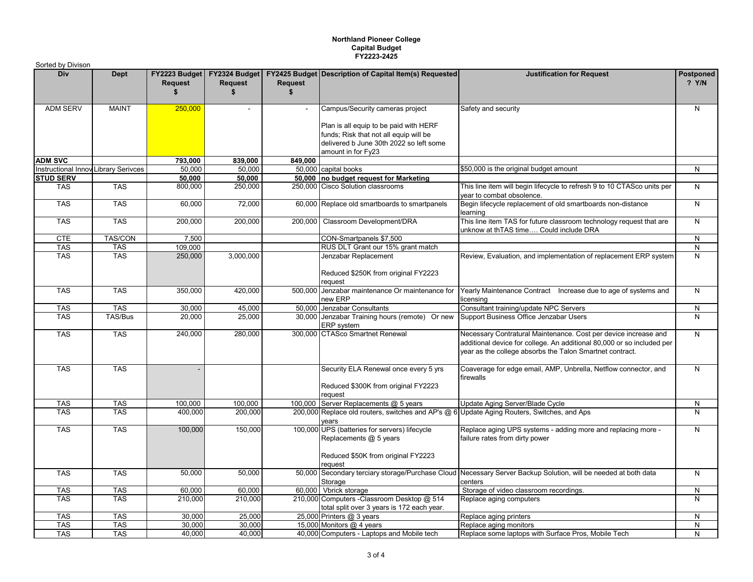**Northland Pioneer College**
**Capital Budget**
**FY2223-2425**

Sorted by Divison

| Div | Dept | FY2223 Budget Request $ | FY2324 Budget Request $ | FY2425 Budget Request $ | Description of Capital Item(s) Requested | Justification for Request | Postponed ? Y/N |
|---|---|---|---|---|---|---|---|
| ADM SERV | MAINT | 250,000 | - | - | Campus/Security cameras project<br><br>Plan is all equip to be paid with HERF funds; Risk that not all equip will be delivered b June 30th 2022 so left some amount in for Fy23 | Safety and security | N |
| **ADM SVC** | | **793,000** | **839,000** | **849,000** | | | |
| Instructional Innov | Library Serivces | 50,000 | 50,000 | 50,000 | capital books | $50,000 is the original budget amount | N |
| **STUD SERV** | | **50,000** | **50,000** | **50,000** | **no budget request for Marketing** | | |
| TAS | TAS | 800,000 | 250,000 | 250,000 | Cisco Solution classrooms | This line item will begin lifecycle to refresh 9 to 10 CTASco units per year to combat obsolence. | N |
| TAS | TAS | 60,000 | 72,000 | 60,000 | Replace old smartboards to smartpanels | Begin lifecycle replacement of old smartboards non-distance learning | N |
| TAS | TAS | 200,000 | 200,000 | 200,000 | Classroom Development/DRA | This line item TAS for future classroom technology request that are unknow at thTAS time.... Could include DRA | N |
| CTE | TAS/CON | 7,500 | | | CON-Smartpanels $7,500 | | N |
| TAS | TAS | 109,000 | | | RUS DLT Grant our 15% grant match | | N |
| TAS | TAS | 250,000 | 3,000,000 | | Jenzabar Replacement<br><br>Reduced $250K from original FY2223 request | Review, Evaluation, and implementation of replacement ERP system | N |
| TAS | TAS | 350,000 | 420,000 | 500,000 | Jenzabar maintenance Or maintenance for new ERP | Yearly Maintenance Contract Increase due to age of systems and licensing | N |
| TAS | TAS | 30,000 | 45,000 | 50,000 | Jenzabar Consultants | Consultant training/update NPC Servers | N |
| TAS | TAS/Bus | 20,000 | 25,000 | 30,000 | Jenzabar Training hours (remote) Or new ERP system | Support Business Office Jenzabar Users | N |
| TAS | TAS | 240,000 | 280,000 | 300,000 | CTASco Smartnet Renewal | Necessary Contratural Maintenance. Cost per device increase and additional device for college. An additional 80,000 or so included per year as the college absorbs the Talon Smartnet contract. | N |
| TAS | TAS | - | | | Security ELA Renewal once every 5 yrs<br><br>Reduced $300K from original FY2223 request | Coaverage for edge email, AMP, Unbrella, Netflow connector, and firewalls | N |
| TAS | TAS | 100,000 | 100,000 | 100,000 | Server Replacements @ 5 years | Update Aging Server/Blade Cycle | N |
| TAS | TAS | 400,000 | 200,000 | 200,000 | Replace old routers, switches and AP's @ 6 years | Update Aging Routers, Switches, and Aps | N |
| TAS | TAS | 100,000 | 150,000 | 100,000 | UPS (batteries for servers) lifecycle Replacements @ 5 years<br><br>Reduced $50K from original FY2223 request | Replace aging UPS systems - adding more and replacing more - failure rates from dirty power | N |
| TAS | TAS | 50,000 | 50,000 | 50,000 | Secondary terciary storage/Purchase Cloud Storage | Necessary Server Backup Solution, will be needed at both data centers | N |
| TAS | TAS | 60,000 | 60,000 | 60,000 | Vbrick storage | Storage of video classroom recordings. | N |
| TAS | TAS | 210,000 | 210,000 | 210,000 | Computers -Classroom Desktop @ 514 total split over 3 years is 172 each year. | Replace aging computers | N |
| TAS | TAS | 30,000 | 25,000 | 25,000 | Printers @ 3 years | Replace aging printers | N |
| TAS | TAS | 30,000 | 30,000 | 15,000 | Monitors @ 4 years | Replace aging monitors | N |
| TAS | TAS | 40,000 | 40,000 | 40,000 | Computers - Laptops and Mobile tech | Replace some laptops with Surface Pros, Mobile Tech | N |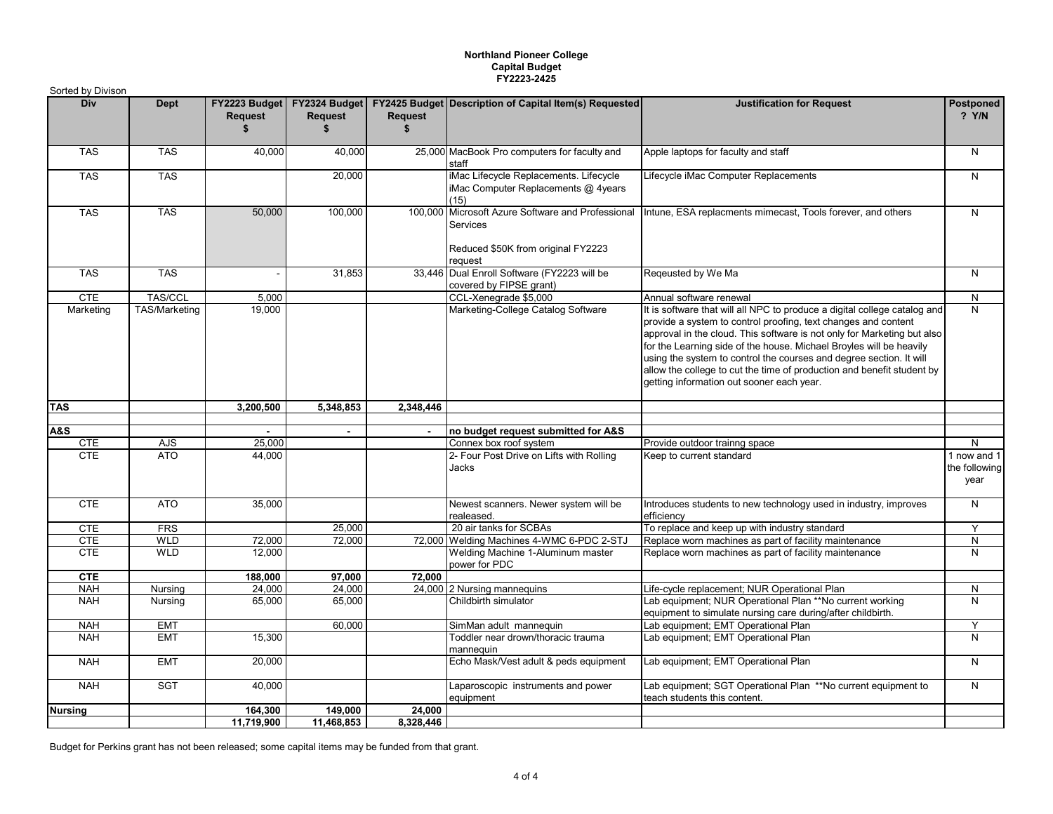**Northland Pioneer College**
**Capital Budget**
**FY2223-2425**

Sorted by Divison

| Div | Dept | FY2223 Budget Request $ | FY2324 Budget Request $ | FY2425 Budget Request $ | Description of Capital Item(s) Requested | Justification for Request | Postponed ? Y/N |
|---|---|---|---|---|---|---|---|
| TAS | TAS | 40,000 | 40,000 | 25,000 | MacBook Pro computers for faculty and staff | Apple laptops for faculty and staff | N |
| TAS | TAS | | 20,000 | | iMac Lifecycle Replacements. Lifecycle iMac Computer Replacements @ 4years (15) | Lifecycle iMac Computer Replacements | N |
| TAS | TAS | 50,000 | 100,000 | 100,000 | Microsoft Azure Software and Professional Services<br><br>Reduced $50K from original FY2223 request | Intune, ESA replacments mimecast, Tools forever, and others | N |
| TAS | TAS | - | 31,853 | 33,446 | Dual Enroll Software (FY2223 will be covered by FIPSE grant) | Reqeusted by We Ma | N |
| CTE | TAS/CCL | 5,000 | | | CCL-Xenegrade $5,000 | Annual software renewal | N |
| Marketing | TAS/Marketing | 19,000 | | | Marketing-College Catalog Software | It is software that will all NPC to produce a digital college catalog and provide a system to control proofing, text changes and content approval in the cloud. This software is not only for Marketing but also for the Learning side of the house. Michael Broyles will be heavily using the system to control the courses and degree section. It will allow the college to cut the time of production and benefit student by getting information out sooner each year. | N |
| **TAS** | | **3,200,500** | **5,348,853** | **2,348,446** | | | |
| | | | | | | | |
| **A&S** | | **-** | **-** | **-** | **no budget request submitted for A&S** | | |
| CTE | AJS | 25,000 | | | Connex box roof system | Provide outdoor trainng space | N |
| CTE | ATO | 44,000 | | | 2- Four Post Drive on Lifts with Rolling Jacks | Keep to current standard | 1 now and 1 the following year |
| CTE | ATO | 35,000 | | | Newest scanners. Newer system will be realeased. | Introduces students to new technology used in industry, improves efficiency | N |
| CTE | FRS | | 25,000 | | 20 air tanks for SCBAs | To replace and keep up with industry standard | Y |
| CTE | WLD | 72,000 | 72,000 | 72,000 | Welding Machines 4-WMC 6-PDC 2-STJ | Replace worn machines as part of facility maintenance | N |
| CTE | WLD | 12,000 | | | Welding Machine 1-Aluminum master power for PDC | Replace worn machines as part of facility maintenance | N |
| **CTE** | | **188,000** | **97,000** | **72,000** | | | |
| NAH | Nursing | 24,000 | 24,000 | 24,000 | 2 Nursing mannequins | Life-cycle replacement; NUR Operational Plan | N |
| NAH | Nursing | 65,000 | 65,000 | | Childbirth simulator | Lab equipment; NUR Operational Plan **No current working equipment to simulate nursing care during/after childbirth. | N |
| NAH | EMT | | 60,000 | | SimMan adult mannequin | Lab equipment; EMT Operational Plan | Y |
| NAH | EMT | 15,300 | | | Toddler near drown/thoracic trauma mannequin | Lab equipment; EMT Operational Plan | N |
| NAH | EMT | 20,000 | | | Echo Mask/Vest adult & peds equipment | Lab equipment; EMT Operational Plan | N |
| NAH | SGT | 40,000 | | | Laparoscopic instruments and power equipment | Lab equipment; SGT Operational Plan **No current equipment to teach students this content. | N |
| **Nursing** | | **164,300** | **149,000** | **24,000** | | | |
| | | **11,719,900** | **11,468,853** | **8,328,446** | | | |

Budget for Perkins grant has not been released; some capital items may be funded from that grant.